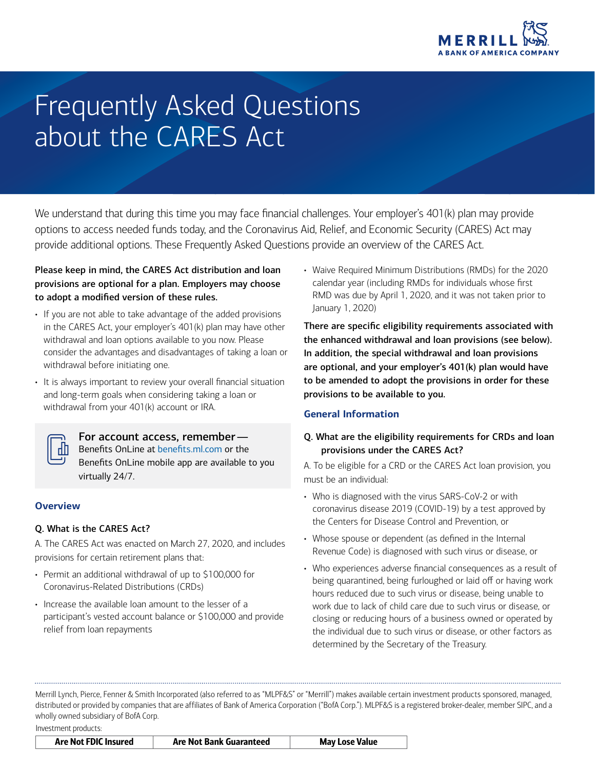# Frequently Asked Questions about the CARES Act

We understand that during this time you may face financial challenges. Your employer's 401(k) plan may provide options to access needed funds today, and the Coronavirus Aid, Relief, and Economic Security (CARES) Act may provide additional options. These Frequently Asked Questions provide an overview of the CARES Act.

**Please keep in mind, the CARES Act distribution and loan provisions are optional for a plan. Employers may choose to adopt a modified version of these rules.**

- If you are not able to take advantage of the added provisions in the CARES Act, your employer's 401(k) plan may have other withdrawal and loan options available to you now. Please consider the advantages and disadvantages of taking a loan or withdrawal before initiating one.
- It is always important to review your overall financial situation and long-term goals when considering taking a loan or withdrawal from your 401(k) account or IRA.

> **For account access, remember —** Benefits OnLine at benefits.ml.com or the Benefits OnLine mobile app are available to you virtually 24/7.

## Overview

**Q. What is the CARES Act?**

A. The CARES Act was enacted on March 27, 2020, and includes provisions for certain retirement plans that:

- Permit an additional withdrawal of up to $100,000 for Coronavirus-Related Distributions (CRDs)
- Increase the available loan amount to the lesser of a participant's vested account balance or $100,000 and provide relief from loan repayments
- Waive Required Minimum Distributions (RMDs) for the 2020 calendar year (including RMDs for individuals whose first RMD was due by April 1, 2020, and it was not taken prior to January 1, 2020)

**There are specific eligibility requirements associated with the enhanced withdrawal and loan provisions (see below). In addition, the special withdrawal and loan provisions are optional, and your employer's 401(k) plan would have to be amended to adopt the provisions in order for these provisions to be available to you.**

## General Information

**Q. What are the eligibility requirements for CRDs and loan provisions under the CARES Act?**

A. To be eligible for a CRD or the CARES Act loan provision, you must be an individual:

- Who is diagnosed with the virus SARS-CoV-2 or with coronavirus disease 2019 (COVID-19) by a test approved by the Centers for Disease Control and Prevention, or
- Whose spouse or dependent (as defined in the Internal Revenue Code) is diagnosed with such virus or disease, or
- Who experiences adverse financial consequences as a result of being quarantined, being furloughed or laid off or having work hours reduced due to such virus or disease, being unable to work due to lack of child care due to such virus or disease, or closing or reducing hours of a business owned or operated by the individual due to such virus or disease, or other factors as determined by the Secretary of the Treasury.

---

Merrill Lynch, Pierce, Fenner & Smith Incorporated (also referred to as "MLPF&S" or "Merrill") makes available certain investment products sponsored, managed, distributed or provided by companies that are affiliates of Bank of America Corporation ("BofA Corp."). MLPF&S is a registered broker-dealer, member SIPC, and a wholly owned subsidiary of BofA Corp.

Investment products:

| Are Not FDIC Insured | Are Not Bank Guaranteed | May Lose Value |
|---|---|---|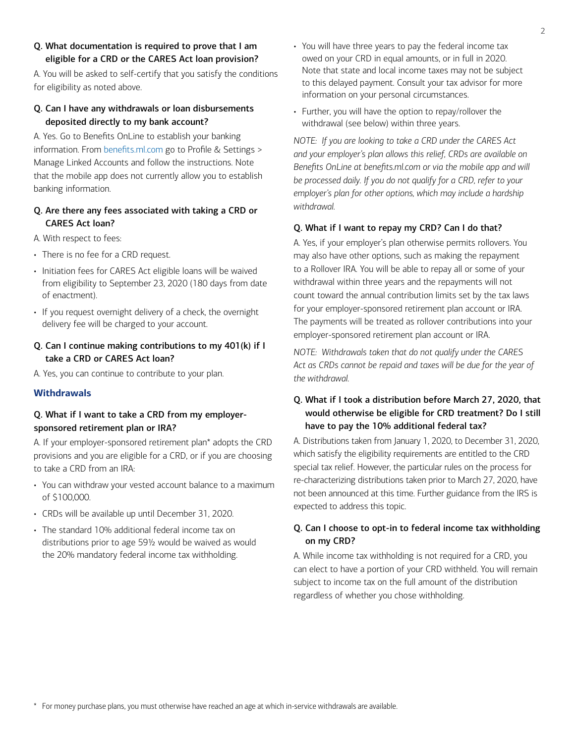**Q. What documentation is required to prove that I am eligible for a CRD or the CARES Act loan provision?**

A. You will be asked to self-certify that you satisfy the conditions for eligibility as noted above.

**Q. Can I have any withdrawals or loan disbursements deposited directly to my bank account?**

A. Yes. Go to Benefits OnLine to establish your banking information. From benefits.ml.com go to Profile & Settings > Manage Linked Accounts and follow the instructions. Note that the mobile app does not currently allow you to establish banking information.

**Q. Are there any fees associated with taking a CRD or CARES Act loan?**

A. With respect to fees:

- There is no fee for a CRD request.
- Initiation fees for CARES Act eligible loans will be waived from eligibility to September 23, 2020 (180 days from date of enactment).
- If you request overnight delivery of a check, the overnight delivery fee will be charged to your account.

**Q. Can I continue making contributions to my 401(k) if I take a CRD or CARES Act loan?**

A. Yes, you can continue to contribute to your plan.

## Withdrawals

**Q. What if I want to take a CRD from my employer-sponsored retirement plan or IRA?**

A. If your employer-sponsored retirement plan* adopts the CRD provisions and you are eligible for a CRD, or if you are choosing to take a CRD from an IRA:

- You can withdraw your vested account balance to a maximum of $100,000.
- CRDs will be available up until December 31, 2020.
- The standard 10% additional federal income tax on distributions prior to age 59½ would be waived as would the 20% mandatory federal income tax withholding.
- You will have three years to pay the federal income tax owed on your CRD in equal amounts, or in full in 2020. Note that state and local income taxes may not be subject to this delayed payment. Consult your tax advisor for more information on your personal circumstances.
- Further, you will have the option to repay/rollover the withdrawal (see below) within three years.

*NOTE: If you are looking to take a CRD under the CARES Act and your employer's plan allows this relief, CRDs are available on Benefits OnLine at benefits.ml.com or via the mobile app and will be processed daily. If you do not qualify for a CRD, refer to your employer's plan for other options, which may include a hardship withdrawal.*

**Q. What if I want to repay my CRD? Can I do that?**

A. Yes, if your employer's plan otherwise permits rollovers. You may also have other options, such as making the repayment to a Rollover IRA. You will be able to repay all or some of your withdrawal within three years and the repayments will not count toward the annual contribution limits set by the tax laws for your employer-sponsored retirement plan account or IRA. The payments will be treated as rollover contributions into your employer-sponsored retirement plan account or IRA.

*NOTE: Withdrawals taken that do not qualify under the CARES Act as CRDs cannot be repaid and taxes will be due for the year of the withdrawal.*

**Q. What if I took a distribution before March 27, 2020, that would otherwise be eligible for CRD treatment? Do I still have to pay the 10% additional federal tax?**

A. Distributions taken from January 1, 2020, to December 31, 2020, which satisfy the eligibility requirements are entitled to the CRD special tax relief. However, the particular rules on the process for re-characterizing distributions taken prior to March 27, 2020, have not been announced at this time. Further guidance from the IRS is expected to address this topic.

**Q. Can I choose to opt-in to federal income tax withholding on my CRD?**

A. While income tax withholding is not required for a CRD, you can elect to have a portion of your CRD withheld. You will remain subject to income tax on the full amount of the distribution regardless of whether you chose withholding.

\* For money purchase plans, you must otherwise have reached an age at which in-service withdrawals are available.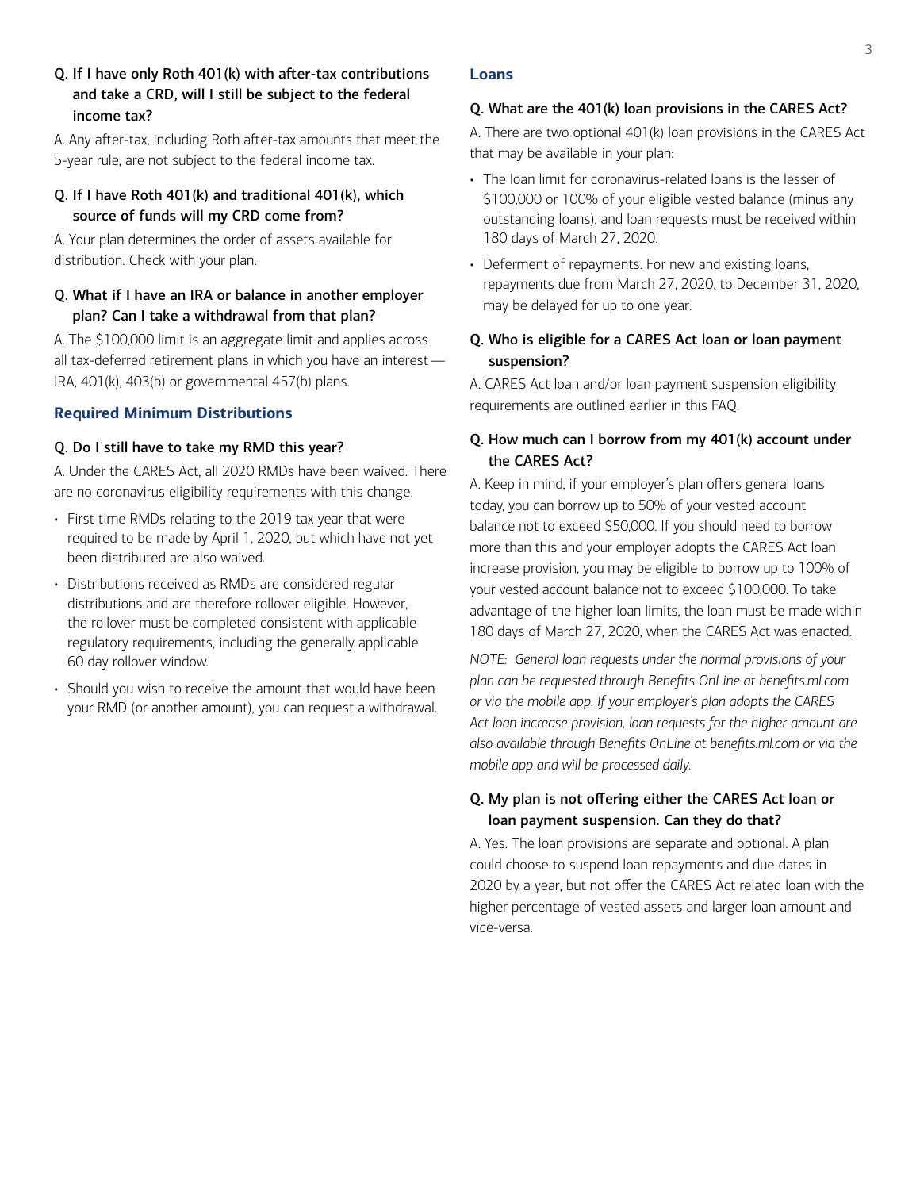**Q. If I have only Roth 401(k) with after-tax contributions and take a CRD, will I still be subject to the federal income tax?**

A. Any after-tax, including Roth after-tax amounts that meet the 5-year rule, are not subject to the federal income tax.

**Q. If I have Roth 401(k) and traditional 401(k), which source of funds will my CRD come from?**

A. Your plan determines the order of assets available for distribution. Check with your plan.

**Q. What if I have an IRA or balance in another employer plan? Can I take a withdrawal from that plan?**

A. The $100,000 limit is an aggregate limit and applies across all tax-deferred retirement plans in which you have an interest—IRA, 401(k), 403(b) or governmental 457(b) plans.

## Required Minimum Distributions

**Q. Do I still have to take my RMD this year?**

A. Under the CARES Act, all 2020 RMDs have been waived. There are no coronavirus eligibility requirements with this change.

- First time RMDs relating to the 2019 tax year that were required to be made by April 1, 2020, but which have not yet been distributed are also waived.
- Distributions received as RMDs are considered regular distributions and are therefore rollover eligible. However, the rollover must be completed consistent with applicable regulatory requirements, including the generally applicable 60 day rollover window.
- Should you wish to receive the amount that would have been your RMD (or another amount), you can request a withdrawal.

## Loans

**Q. What are the 401(k) loan provisions in the CARES Act?**

A. There are two optional 401(k) loan provisions in the CARES Act that may be available in your plan:

- The loan limit for coronavirus-related loans is the lesser of $100,000 or 100% of your eligible vested balance (minus any outstanding loans), and loan requests must be received within 180 days of March 27, 2020.
- Deferment of repayments. For new and existing loans, repayments due from March 27, 2020, to December 31, 2020, may be delayed for up to one year.

**Q. Who is eligible for a CARES Act loan or loan payment suspension?**

A. CARES Act loan and/or loan payment suspension eligibility requirements are outlined earlier in this FAQ.

**Q. How much can I borrow from my 401(k) account under the CARES Act?**

A. Keep in mind, if your employer's plan offers general loans today, you can borrow up to 50% of your vested account balance not to exceed $50,000. If you should need to borrow more than this and your employer adopts the CARES Act loan increase provision, you may be eligible to borrow up to 100% of your vested account balance not to exceed $100,000. To take advantage of the higher loan limits, the loan must be made within 180 days of March 27, 2020, when the CARES Act was enacted.

*NOTE: General loan requests under the normal provisions of your plan can be requested through Benefits OnLine at benefits.ml.com or via the mobile app. If your employer's plan adopts the CARES Act loan increase provision, loan requests for the higher amount are also available through Benefits OnLine at benefits.ml.com or via the mobile app and will be processed daily.*

**Q. My plan is not offering either the CARES Act loan or loan payment suspension. Can they do that?**

A. Yes. The loan provisions are separate and optional. A plan could choose to suspend loan repayments and due dates in 2020 by a year, but not offer the CARES Act related loan with the higher percentage of vested assets and larger loan amount and vice-versa.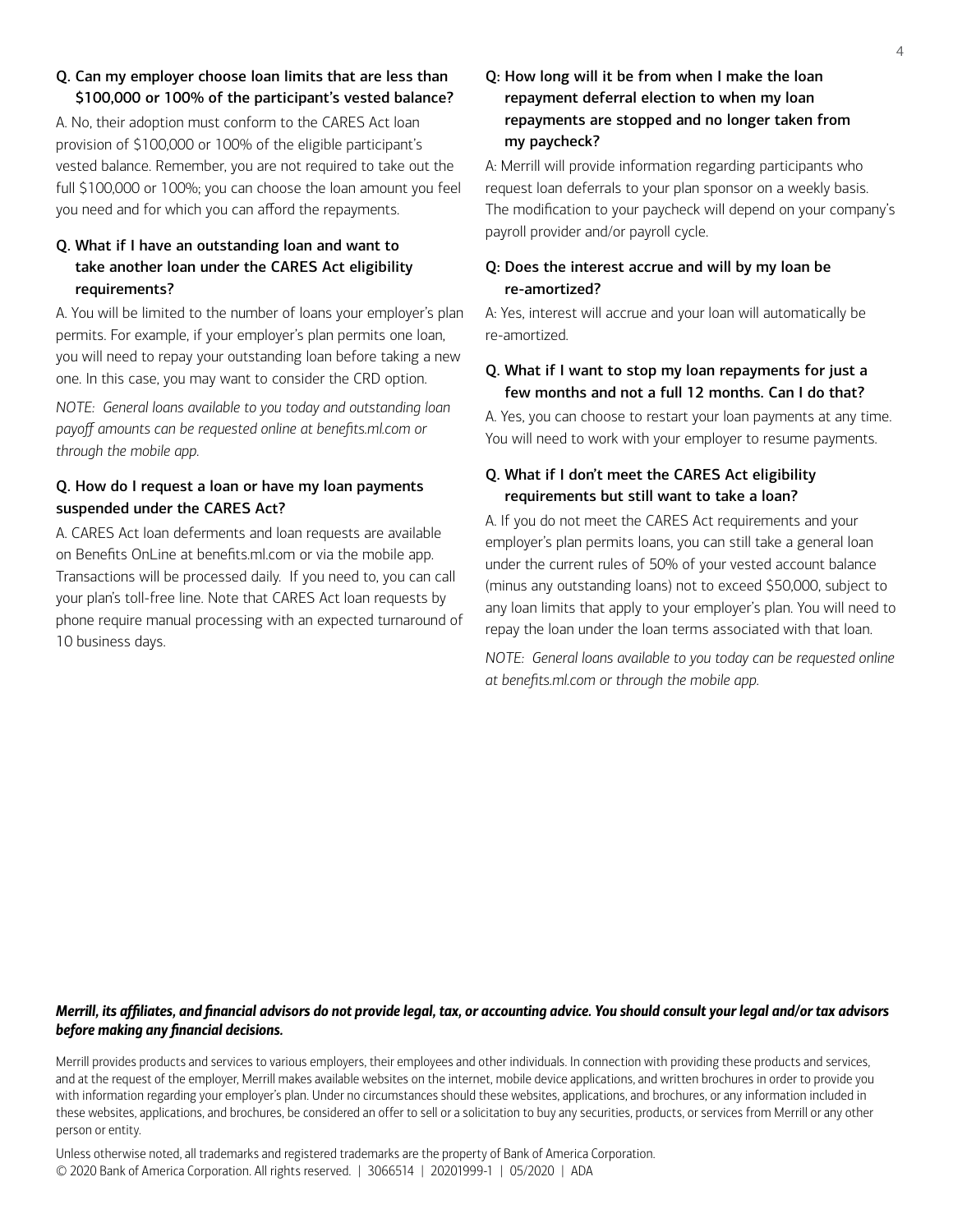### Q. Can my employer choose loan limits that are less than $100,000 or 100% of the participant's vested balance?

A. No, their adoption must conform to the CARES Act loan provision of $100,000 or 100% of the eligible participant's vested balance. Remember, you are not required to take out the full $100,000 or 100%; you can choose the loan amount you feel you need and for which you can afford the repayments.

### Q. What if I have an outstanding loan and want to take another loan under the CARES Act eligibility requirements?

A. You will be limited to the number of loans your employer's plan permits. For example, if your employer's plan permits one loan, you will need to repay your outstanding loan before taking a new one. In this case, you may want to consider the CRD option.

*NOTE: General loans available to you today and outstanding loan payoff amounts can be requested online at benefits.ml.com or through the mobile app.*

### Q. How do I request a loan or have my loan payments suspended under the CARES Act?

A. CARES Act loan deferments and loan requests are available on Benefits OnLine at benefits.ml.com or via the mobile app. Transactions will be processed daily. If you need to, you can call your plan's toll-free line. Note that CARES Act loan requests by phone require manual processing with an expected turnaround of 10 business days.

### Q: How long will it be from when I make the loan repayment deferral election to when my loan repayments are stopped and no longer taken from my paycheck?

A: Merrill will provide information regarding participants who request loan deferrals to your plan sponsor on a weekly basis. The modification to your paycheck will depend on your company's payroll provider and/or payroll cycle.

### Q: Does the interest accrue and will by my loan be re-amortized?

A: Yes, interest will accrue and your loan will automatically be re-amortized.

### Q. What if I want to stop my loan repayments for just a few months and not a full 12 months. Can I do that?

A. Yes, you can choose to restart your loan payments at any time. You will need to work with your employer to resume payments.

### Q. What if I don't meet the CARES Act eligibility requirements but still want to take a loan?

A. If you do not meet the CARES Act requirements and your employer's plan permits loans, you can still take a general loan under the current rules of 50% of your vested account balance (minus any outstanding loans) not to exceed $50,000, subject to any loan limits that apply to your employer's plan. You will need to repay the loan under the loan terms associated with that loan.

*NOTE: General loans available to you today can be requested online at benefits.ml.com or through the mobile app.*

***Merrill, its affiliates, and financial advisors do not provide legal, tax, or accounting advice. You should consult your legal and/or tax advisors before making any financial decisions.***

Merrill provides products and services to various employers, their employees and other individuals. In connection with providing these products and services, and at the request of the employer, Merrill makes available websites on the internet, mobile device applications, and written brochures in order to provide you with information regarding your employer's plan. Under no circumstances should these websites, applications, and brochures, or any information included in these websites, applications, and brochures, be considered an offer to sell or a solicitation to buy any securities, products, or services from Merrill or any other person or entity.

Unless otherwise noted, all trademarks and registered trademarks are the property of Bank of America Corporation.
© 2020 Bank of America Corporation. All rights reserved. | 3066514 | 20201999-1 | 05/2020 | ADA